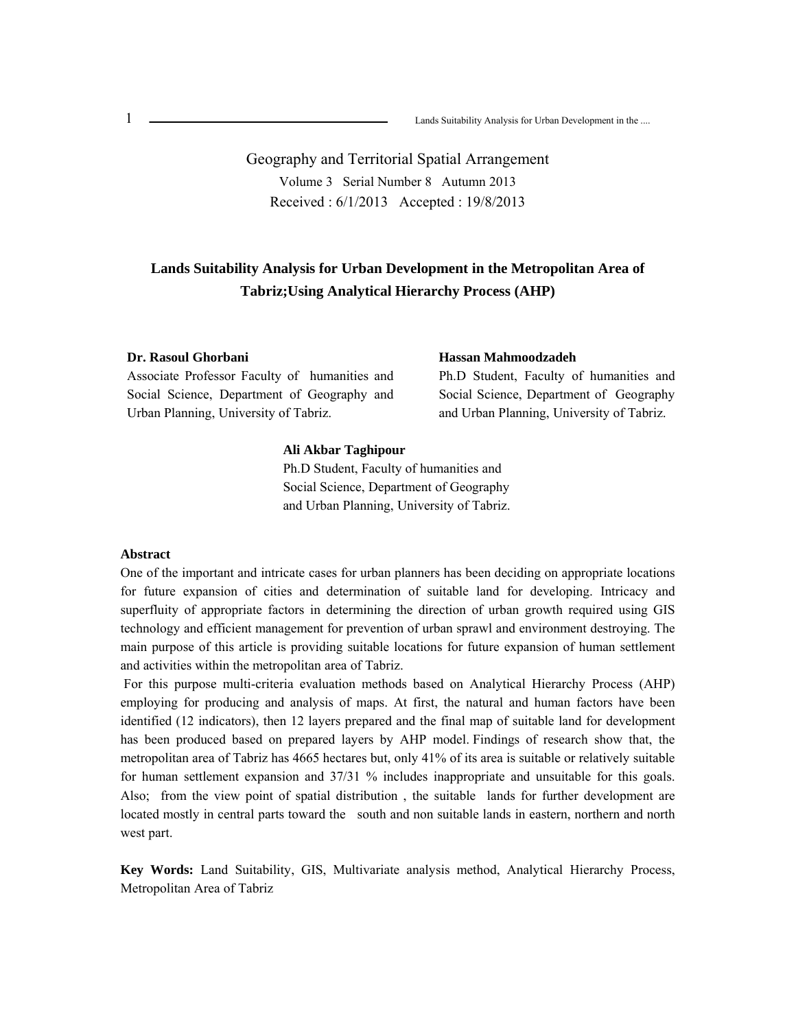Geography and Territorial Spatial Arrangement

Volume 3 Serial Number 8 Autumn 2013

Received : 6/1/2013 Accepted : 19/8/2013

# Lands Suitability Analysis for Urban Development in the Metropolitan Area of Tabriz;Using Analytical Hierarchy Process (AHP)

**Dr. Rasoul Ghorbani**
Associate Professor Faculty of humanities and Social Science, Department of Geography and Urban Planning, University of Tabriz.

**Hassan Mahmoodzadeh**
Ph.D Student, Faculty of humanities and Social Science, Department of Geography and Urban Planning, University of Tabriz.

**Ali Akbar Taghipour**
Ph.D Student, Faculty of humanities and Social Science, Department of Geography and Urban Planning, University of Tabriz.

**Abstract**

One of the important and intricate cases for urban planners has been deciding on appropriate locations for future expansion of cities and determination of suitable land for developing. Intricacy and superfluity of appropriate factors in determining the direction of urban growth required using GIS technology and efficient management for prevention of urban sprawl and environment destroying. The main purpose of this article is providing suitable locations for future expansion of human settlement and activities within the metropolitan area of Tabriz.

For this purpose multi-criteria evaluation methods based on Analytical Hierarchy Process (AHP) employing for producing and analysis of maps. At first, the natural and human factors have been identified (12 indicators), then 12 layers prepared and the final map of suitable land for development has been produced based on prepared layers by AHP model. Findings of research show that, the metropolitan area of Tabriz has 4665 hectares but, only 41% of its area is suitable or relatively suitable for human settlement expansion and 37/31 % includes inappropriate and unsuitable for this goals. Also; from the view point of spatial distribution , the suitable lands for further development are located mostly in central parts toward the south and non suitable lands in eastern, northern and north west part.

**Key Words:** Land Suitability, GIS, Multivariate analysis method, Analytical Hierarchy Process, Metropolitan Area of Tabriz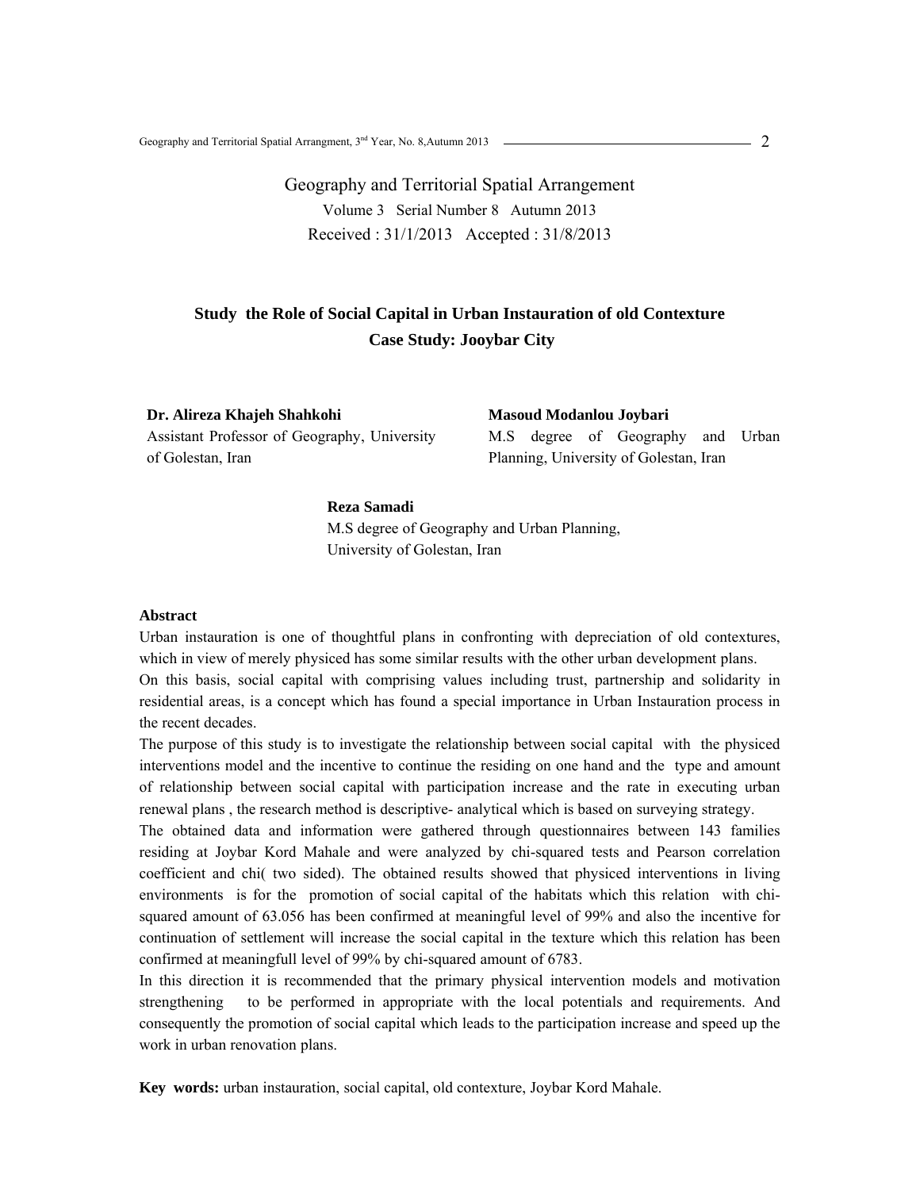Geography and Territorial Spatial Arrangement

Volume 3 Serial Number 8 Autumn 2013

Received : 31/1/2013 Accepted : 31/8/2013

## Study the Role of Social Capital in Urban Instauration of old Contexture
## Case Study: Jooybar City

**Dr. Alireza Khajeh Shahkohi**
Assistant Professor of Geography, University of Golestan, Iran

**Masoud Modanlou Joybari**
M.S degree of Geography and Urban Planning, University of Golestan, Iran

**Reza Samadi**
M.S degree of Geography and Urban Planning, University of Golestan, Iran

### Abstract

Urban instauration is one of thoughtful plans in confronting with depreciation of old contextures, which in view of merely physiced has some similar results with the other urban development plans.

On this basis, social capital with comprising values including trust, partnership and solidarity in residential areas, is a concept which has found a special importance in Urban Instauration process in the recent decades.

The purpose of this study is to investigate the relationship between social capital with the physiced interventions model and the incentive to continue the residing on one hand and the type and amount of relationship between social capital with participation increase and the rate in executing urban renewal plans , the research method is descriptive- analytical which is based on surveying strategy.

The obtained data and information were gathered through questionnaires between 143 families residing at Joybar Kord Mahale and were analyzed by chi-squared tests and Pearson correlation coefficient and chi( two sided). The obtained results showed that physiced interventions in living environments is for the promotion of social capital of the habitats which this relation with chi-squared amount of 63.056 has been confirmed at meaningful level of 99% and also the incentive for continuation of settlement will increase the social capital in the texture which this relation has been confirmed at meaningfull level of 99% by chi-squared amount of 6783.

In this direction it is recommended that the primary physical intervention models and motivation strengthening to be performed in appropriate with the local potentials and requirements. And consequently the promotion of social capital which leads to the participation increase and speed up the work in urban renovation plans.

**Key words:** urban instauration, social capital, old contexture, Joybar Kord Mahale.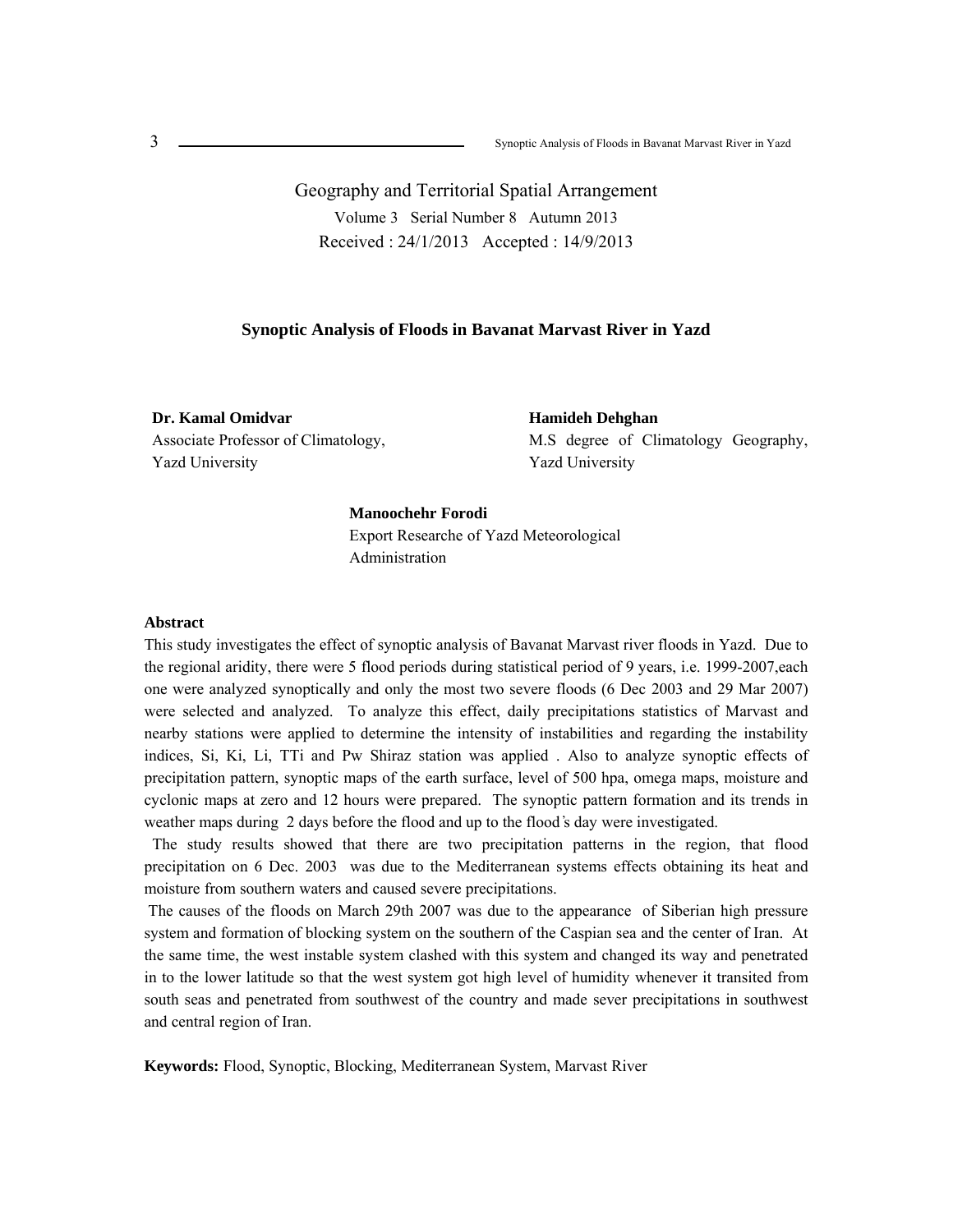Geography and Territorial Spatial Arrangement

Volume 3 Serial Number 8 Autumn 2013

Received : 24/1/2013 Accepted : 14/9/2013

# Synoptic Analysis of Floods in Bavanat Marvast River in Yazd

**Dr. Kamal Omidvar**
Associate Professor of Climatology,
Yazd University

**Hamideh Dehghan**
M.S degree of Climatology Geography,
Yazd University

**Manoochehr Forodi**
Export Researche of Yazd Meteorological
Administration

## Abstract

This study investigates the effect of synoptic analysis of Bavanat Marvast river floods in Yazd. Due to the regional aridity, there were 5 flood periods during statistical period of 9 years, i.e. 1999-2007,each one were analyzed synoptically and only the most two severe floods (6 Dec 2003 and 29 Mar 2007) were selected and analyzed. To analyze this effect, daily precipitations statistics of Marvast and nearby stations were applied to determine the intensity of instabilities and regarding the instability indices, Si, Ki, Li, TTi and Pw Shiraz station was applied . Also to analyze synoptic effects of precipitation pattern, synoptic maps of the earth surface, level of 500 hpa, omega maps, moisture and cyclonic maps at zero and 12 hours were prepared. The synoptic pattern formation and its trends in weather maps during 2 days before the flood and up to the flood's day were investigated.

The study results showed that there are two precipitation patterns in the region, that flood precipitation on 6 Dec. 2003 was due to the Mediterranean systems effects obtaining its heat and moisture from southern waters and caused severe precipitations.

The causes of the floods on March 29th 2007 was due to the appearance of Siberian high pressure system and formation of blocking system on the southern of the Caspian sea and the center of Iran. At the same time, the west instable system clashed with this system and changed its way and penetrated in to the lower latitude so that the west system got high level of humidity whenever it transited from south seas and penetrated from southwest of the country and made sever precipitations in southwest and central region of Iran.

**Keywords:** Flood, Synoptic, Blocking, Mediterranean System, Marvast River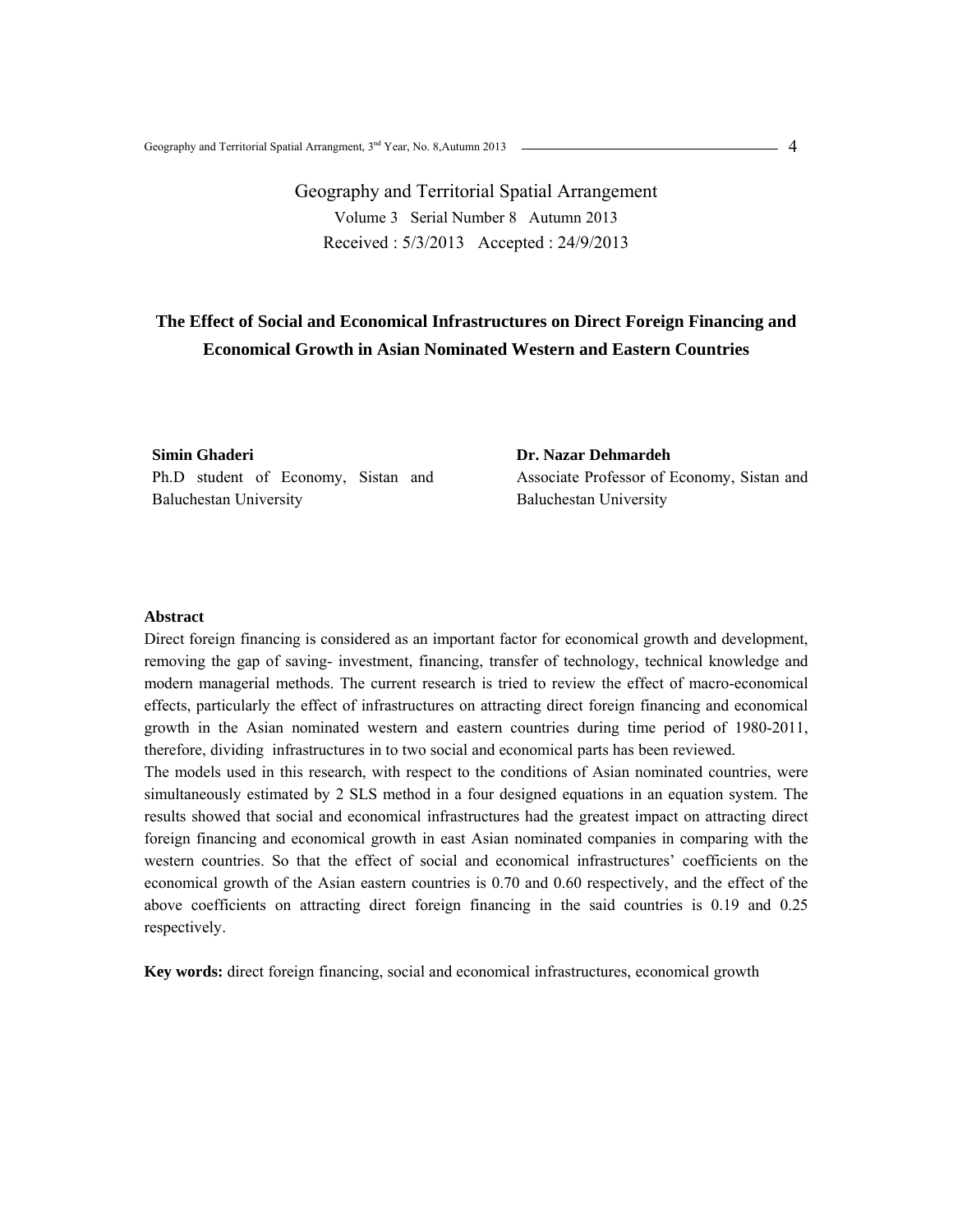Geography and Territorial Spatial Arrangement

Volume 3 Serial Number 8 Autumn 2013

Received : 5/3/2013 Accepted : 24/9/2013

# The Effect of Social and Economical Infrastructures on Direct Foreign Financing and Economical Growth in Asian Nominated Western and Eastern Countries

**Simin Ghaderi**
Ph.D student of Economy, Sistan and Baluchestan University

**Dr. Nazar Dehmardeh**
Associate Professor of Economy, Sistan and Baluchestan University

**Abstract**

Direct foreign financing is considered as an important factor for economical growth and development, removing the gap of saving- investment, financing, transfer of technology, technical knowledge and modern managerial methods. The current research is tried to review the effect of macro-economical effects, particularly the effect of infrastructures on attracting direct foreign financing and economical growth in the Asian nominated western and eastern countries during time period of 1980-2011, therefore, dividing infrastructures in to two social and economical parts has been reviewed.

The models used in this research, with respect to the conditions of Asian nominated countries, were simultaneously estimated by 2 SLS method in a four designed equations in an equation system. The results showed that social and economical infrastructures had the greatest impact on attracting direct foreign financing and economical growth in east Asian nominated companies in comparing with the western countries. So that the effect of social and economical infrastructures' coefficients on the economical growth of the Asian eastern countries is 0.70 and 0.60 respectively, and the effect of the above coefficients on attracting direct foreign financing in the said countries is 0.19 and 0.25 respectively.

**Key words:** direct foreign financing, social and economical infrastructures, economical growth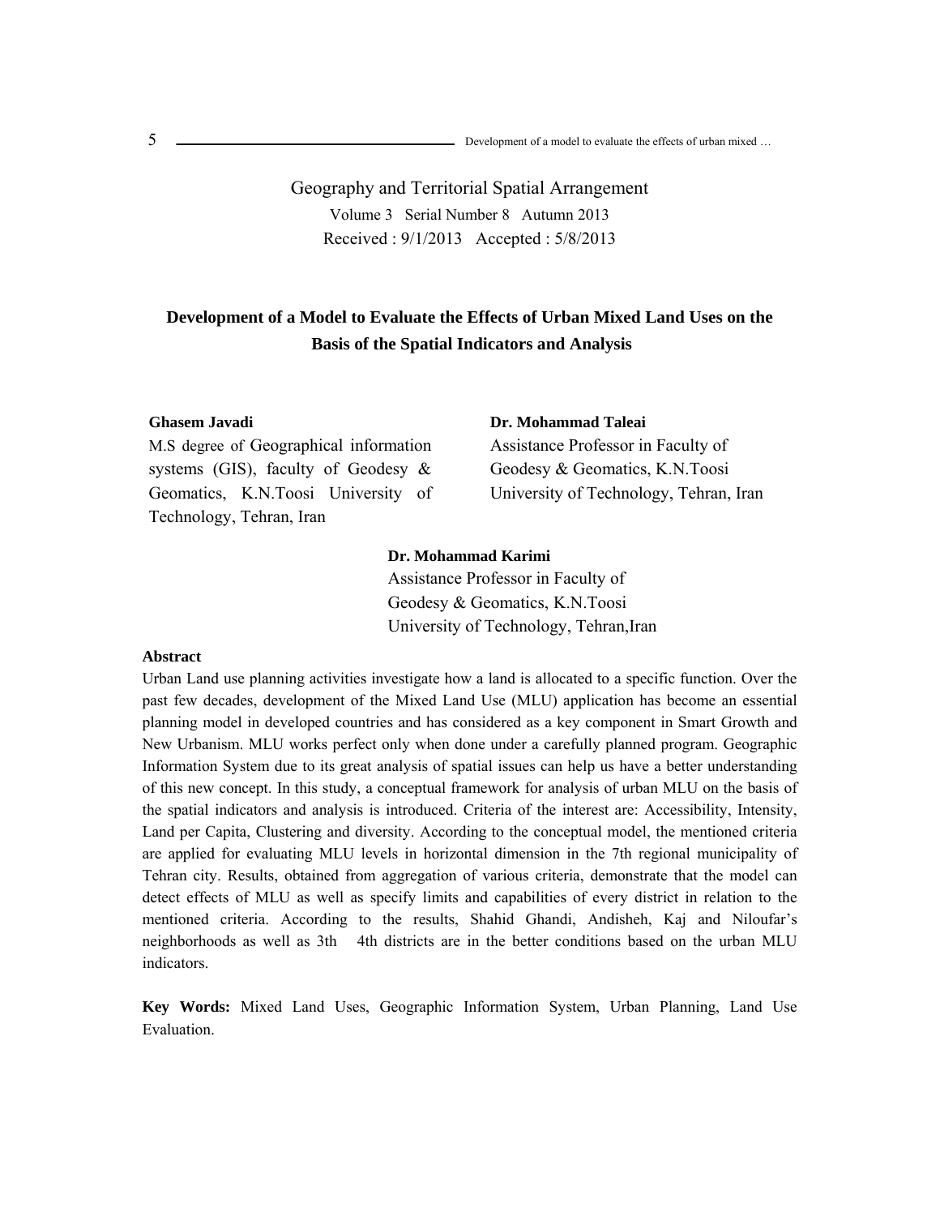Geography and Territorial Spatial Arrangement

Volume 3 Serial Number 8 Autumn 2013

Received : 9/1/2013 Accepted : 5/8/2013

# Development of a Model to Evaluate the Effects of Urban Mixed Land Uses on the Basis of the Spatial Indicators and Analysis

**Ghasem Javadi**

M.S degree of Geographical information systems (GIS), faculty of Geodesy & Geomatics, K.N.Toosi University of Technology, Tehran, Iran

**Dr. Mohammad Taleai**

Assistance Professor in Faculty of Geodesy & Geomatics, K.N.Toosi University of Technology, Tehran, Iran

**Dr. Mohammad Karimi**

Assistance Professor in Faculty of Geodesy & Geomatics, K.N.Toosi University of Technology, Tehran,Iran

**Abstract**

Urban Land use planning activities investigate how a land is allocated to a specific function. Over the past few decades, development of the Mixed Land Use (MLU) application has become an essential planning model in developed countries and has considered as a key component in Smart Growth and New Urbanism. MLU works perfect only when done under a carefully planned program. Geographic Information System due to its great analysis of spatial issues can help us have a better understanding of this new concept. In this study, a conceptual framework for analysis of urban MLU on the basis of the spatial indicators and analysis is introduced. Criteria of the interest are: Accessibility, Intensity, Land per Capita, Clustering and diversity. According to the conceptual model, the mentioned criteria are applied for evaluating MLU levels in horizontal dimension in the 7th regional municipality of Tehran city. Results, obtained from aggregation of various criteria, demonstrate that the model can detect effects of MLU as well as specify limits and capabilities of every district in relation to the mentioned criteria. According to the results, Shahid Ghandi, Andisheh, Kaj and Niloufar's neighborhoods as well as 3th 4th districts are in the better conditions based on the urban MLU indicators.

**Key Words:** Mixed Land Uses, Geographic Information System, Urban Planning, Land Use Evaluation.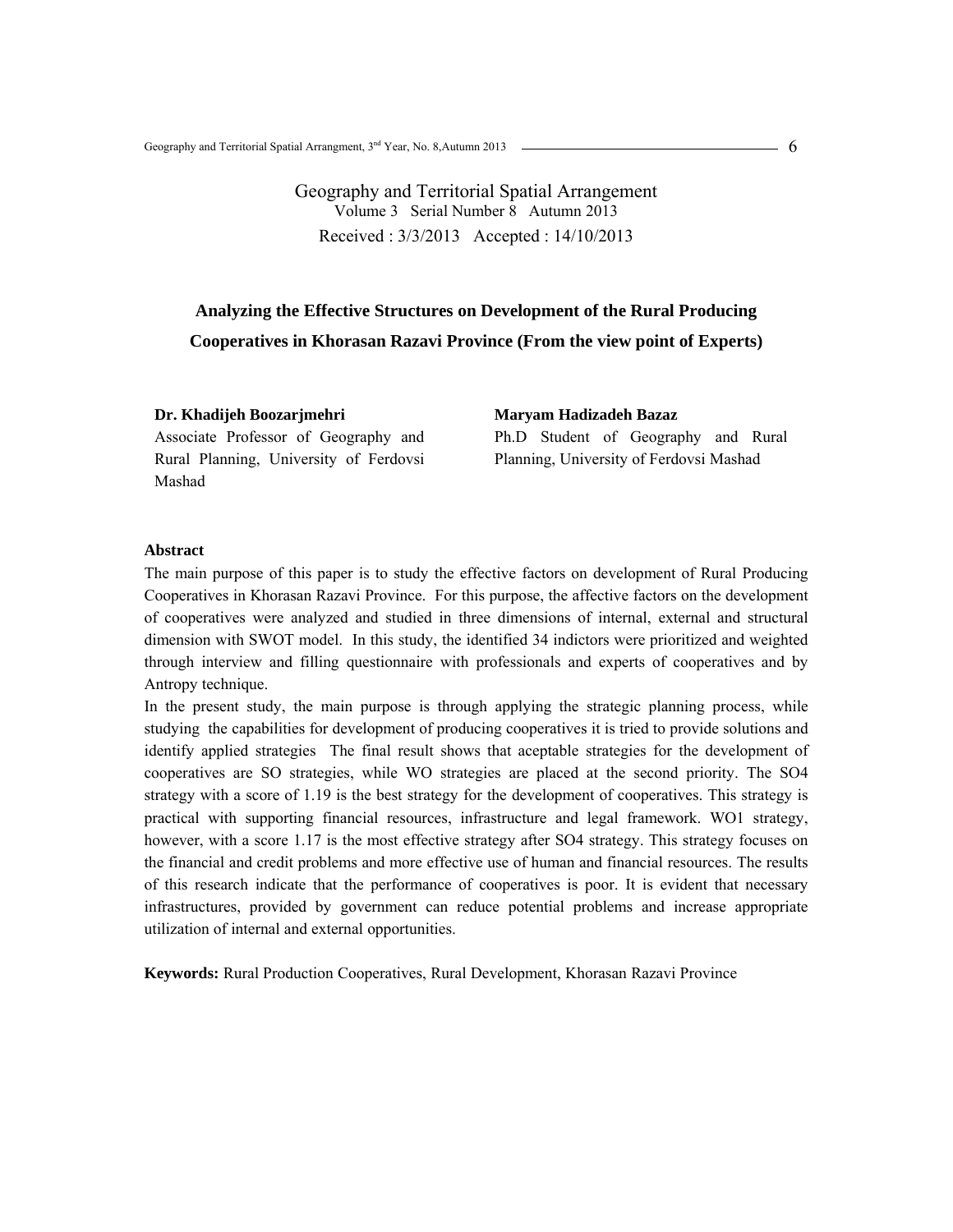Geography and Territorial Spatial Arrangement
Volume 3 Serial Number 8 Autumn 2013
Received : 3/3/2013 Accepted : 14/10/2013

# Analyzing the Effective Structures on Development of the Rural Producing Cooperatives in Khorasan Razavi Province (From the view point of Experts)

**Dr. Khadijeh Boozarjmehri**
Associate Professor of Geography and Rural Planning, University of Ferdovsi Mashad

**Maryam Hadizadeh Bazaz**
Ph.D Student of Geography and Rural Planning, University of Ferdovsi Mashad

## Abstract

The main purpose of this paper is to study the effective factors on development of Rural Producing Cooperatives in Khorasan Razavi Province. For this purpose, the affective factors on the development of cooperatives were analyzed and studied in three dimensions of internal, external and structural dimension with SWOT model. In this study, the identified 34 indictors were prioritized and weighted through interview and filling questionnaire with professionals and experts of cooperatives and by Antropy technique.

In the present study, the main purpose is through applying the strategic planning process, while studying the capabilities for development of producing cooperatives it is tried to provide solutions and identify applied strategies The final result shows that aceptable strategies for the development of cooperatives are SO strategies, while WO strategies are placed at the second priority. The SO4 strategy with a score of 1.19 is the best strategy for the development of cooperatives. This strategy is practical with supporting financial resources, infrastructure and legal framework. WO1 strategy, however, with a score 1.17 is the most effective strategy after SO4 strategy. This strategy focuses on the financial and credit problems and more effective use of human and financial resources. The results of this research indicate that the performance of cooperatives is poor. It is evident that necessary infrastructures, provided by government can reduce potential problems and increase appropriate utilization of internal and external opportunities.

**Keywords:** Rural Production Cooperatives, Rural Development, Khorasan Razavi Province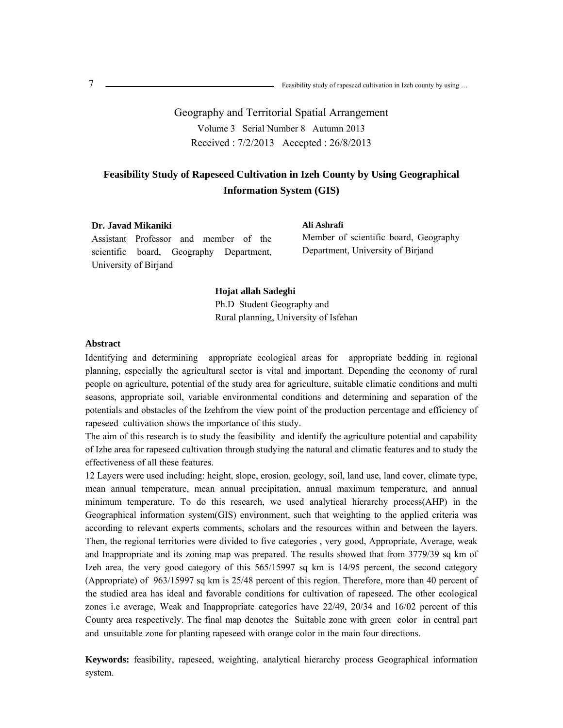Geography and Territorial Spatial Arrangement

Volume 3 Serial Number 8 Autumn 2013

Received : 7/2/2013 Accepted : 26/8/2013

# Feasibility Study of Rapeseed Cultivation in Izeh County by Using Geographical Information System (GIS)

**Dr. Javad Mikaniki**
Assistant Professor and member of the scientific board, Geography Department, University of Birjand

**Ali Ashrafi**
Member of scientific board, Geography Department, University of Birjand

**Hojat allah Sadeghi**
Ph.D Student Geography and Rural planning, University of Isfehan

### Abstract

Identifying and determining appropriate ecological areas for appropriate bedding in regional planning, especially the agricultural sector is vital and important. Depending the economy of rural people on agriculture, potential of the study area for agriculture, suitable climatic conditions and multi seasons, appropriate soil, variable environmental conditions and determining and separation of the potentials and obstacles of the Izehfrom the view point of the production percentage and efficiency of rapeseed cultivation shows the importance of this study.

The aim of this research is to study the feasibility and identify the agriculture potential and capability of Izhe area for rapeseed cultivation through studying the natural and climatic features and to study the effectiveness of all these features.

12 Layers were used including: height, slope, erosion, geology, soil, land use, land cover, climate type, mean annual temperature, mean annual precipitation, annual maximum temperature, and annual minimum temperature. To do this research, we used analytical hierarchy process(AHP) in the Geographical information system(GIS) environment, such that weighting to the applied criteria was according to relevant experts comments, scholars and the resources within and between the layers. Then, the regional territories were divided to five categories , very good, Appropriate, Average, weak and Inappropriate and its zoning map was prepared. The results showed that from 3779/39 sq km of Izeh area, the very good category of this 565/15997 sq km is 14/95 percent, the second category (Appropriate) of 963/15997 sq km is 25/48 percent of this region. Therefore, more than 40 percent of the studied area has ideal and favorable conditions for cultivation of rapeseed. The other ecological zones i.e average, Weak and Inappropriate categories have 22/49, 20/34 and 16/02 percent of this County area respectively. The final map denotes the Suitable zone with green color in central part and unsuitable zone for planting rapeseed with orange color in the main four directions.

**Keywords:** feasibility, rapeseed, weighting, analytical hierarchy process Geographical information system.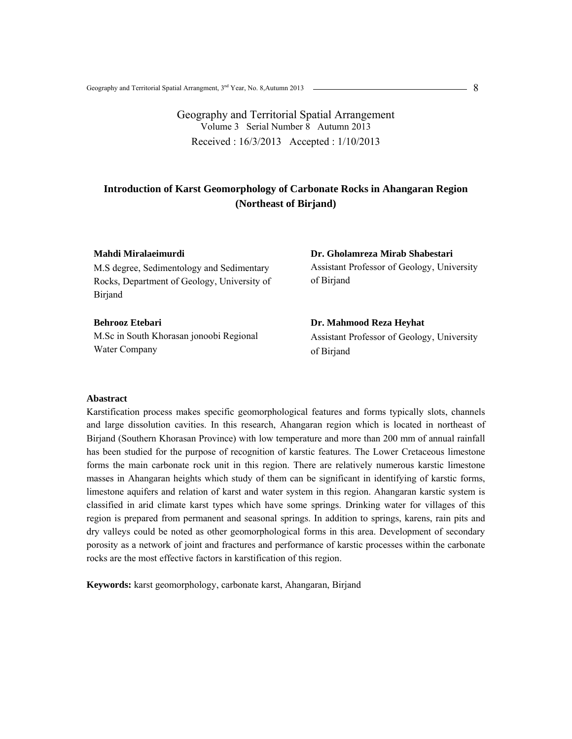Geography and Territorial Spatial Arrangement

Volume 3 Serial Number 8 Autumn 2013

Received : 16/3/2013 Accepted : 1/10/2013

# Introduction of Karst Geomorphology of Carbonate Rocks in Ahangaran Region (Northeast of Birjand)

**Mahdi Miralaeimurdi**

M.S degree, Sedimentology and Sedimentary Rocks, Department of Geology, University of Birjand

**Dr. Gholamreza Mirab Shabestari**

Assistant Professor of Geology, University of Birjand

**Behrooz Etebari**

M.Sc in South Khorasan jonoobi Regional Water Company

**Dr. Mahmood Reza Heyhat**

Assistant Professor of Geology, University of Birjand

**Abastract**

Karstification process makes specific geomorphological features and forms typically slots, channels and large dissolution cavities. In this research, Ahangaran region which is located in northeast of Birjand (Southern Khorasan Province) with low temperature and more than 200 mm of annual rainfall has been studied for the purpose of recognition of karstic features. The Lower Cretaceous limestone forms the main carbonate rock unit in this region. There are relatively numerous karstic limestone masses in Ahangaran heights which study of them can be significant in identifying of karstic forms, limestone aquifers and relation of karst and water system in this region. Ahangaran karstic system is classified in arid climate karst types which have some springs. Drinking water for villages of this region is prepared from permanent and seasonal springs. In addition to springs, karens, rain pits and dry valleys could be noted as other geomorphological forms in this area. Development of secondary porosity as a network of joint and fractures and performance of karstic processes within the carbonate rocks are the most effective factors in karstification of this region.

**Keywords:** karst geomorphology, carbonate karst, Ahangaran, Birjand